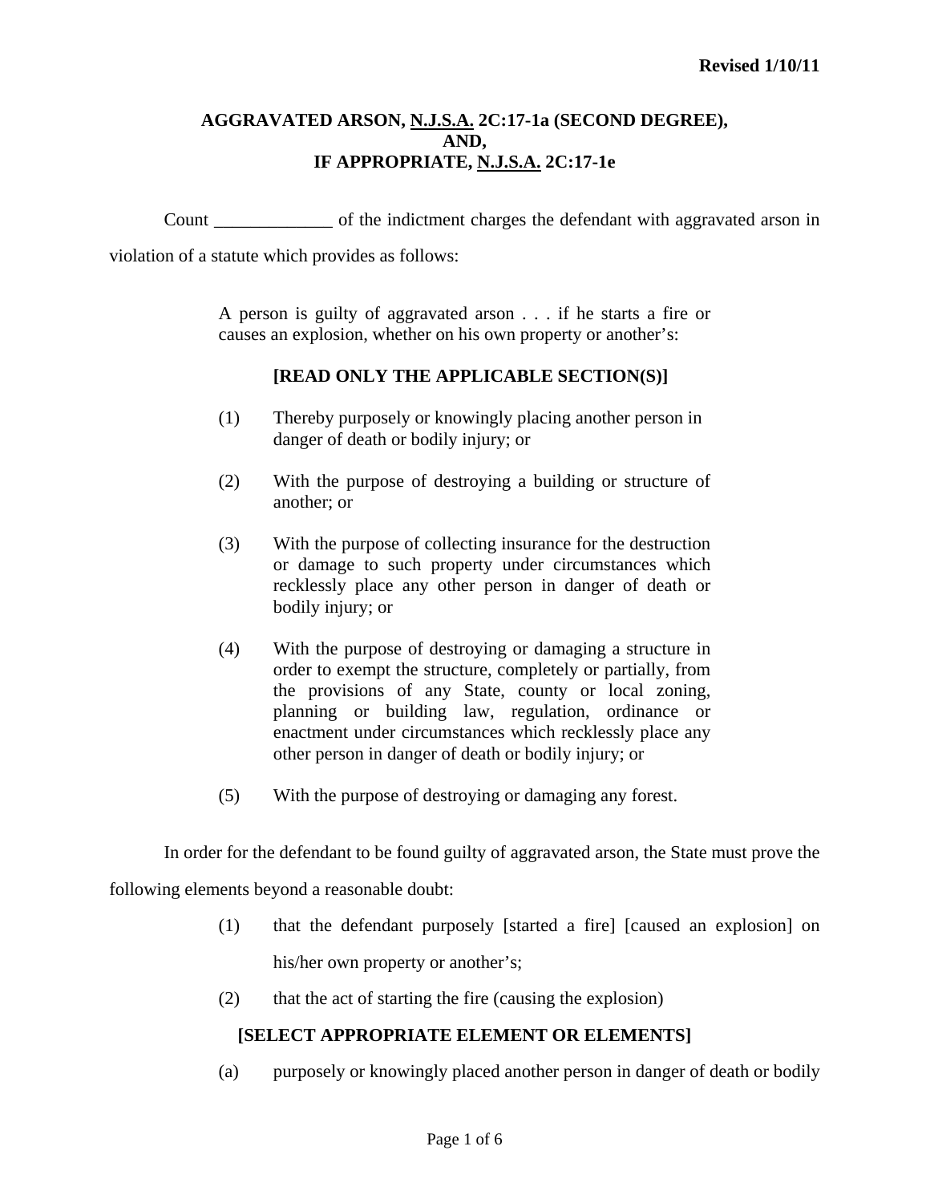Revised 1/10/11

**AGGRAVATED ARSON, N.J.S.A. 2C:17-1a (SECOND DEGREE), AND, IF APPROPRIATE, N.J.S.A. 2C:17-1e**

Count _____________ of the indictment charges the defendant with aggravated arson in violation of a statute which provides as follows:

> A person is guilty of aggravated arson . . . if he starts a fire or causes an explosion, whether on his own property or another's:
>
> **[READ ONLY THE APPLICABLE SECTION(S)]**
>
> (1) Thereby purposely or knowingly placing another person in danger of death or bodily injury; or
>
> (2) With the purpose of destroying a building or structure of another; or
>
> (3) With the purpose of collecting insurance for the destruction or damage to such property under circumstances which recklessly place any other person in danger of death or bodily injury; or
>
> (4) With the purpose of destroying or damaging a structure in order to exempt the structure, completely or partially, from the provisions of any State, county or local zoning, planning or building law, regulation, ordinance or enactment under circumstances which recklessly place any other person in danger of death or bodily injury; or
>
> (5) With the purpose of destroying or damaging any forest.

In order for the defendant to be found guilty of aggravated arson, the State must prove the following elements beyond a reasonable doubt:

(1) that the defendant purposely [started a fire] [caused an explosion] on his/her own property or another's;

(2) that the act of starting the fire (causing the explosion)

**[SELECT APPROPRIATE ELEMENT OR ELEMENTS]**

(a) purposely or knowingly placed another person in danger of death or bodily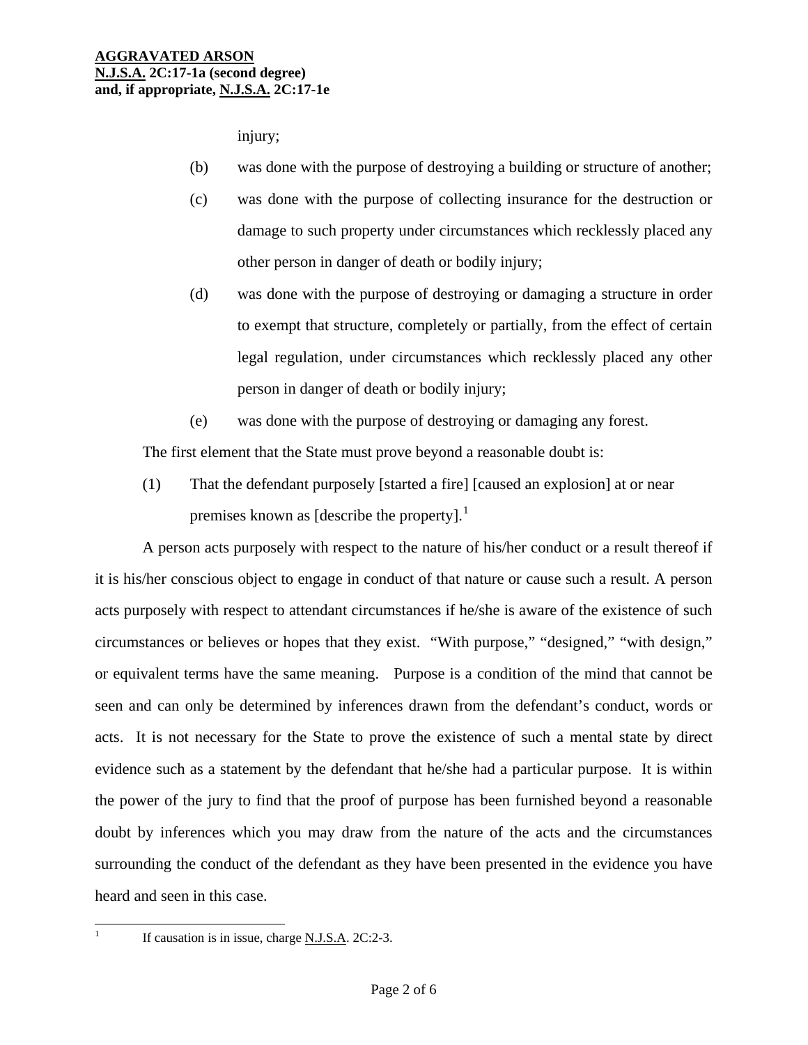injury;

(b) was done with the purpose of destroying a building or structure of another;

(c) was done with the purpose of collecting insurance for the destruction or damage to such property under circumstances which recklessly placed any other person in danger of death or bodily injury;

(d) was done with the purpose of destroying or damaging a structure in order to exempt that structure, completely or partially, from the effect of certain legal regulation, under circumstances which recklessly placed any other person in danger of death or bodily injury;

(e) was done with the purpose of destroying or damaging any forest.

The first element that the State must prove beyond a reasonable doubt is:

(1) That the defendant purposely [started a fire] [caused an explosion] at or near premises known as [describe the property].[1]

A person acts purposely with respect to the nature of his/her conduct or a result thereof if it is his/her conscious object to engage in conduct of that nature or cause such a result. A person acts purposely with respect to attendant circumstances if he/she is aware of the existence of such circumstances or believes or hopes that they exist. "With purpose," "designed," "with design," or equivalent terms have the same meaning. Purpose is a condition of the mind that cannot be seen and can only be determined by inferences drawn from the defendant's conduct, words or acts. It is not necessary for the State to prove the existence of such a mental state by direct evidence such as a statement by the defendant that he/she had a particular purpose. It is within the power of the jury to find that the proof of purpose has been furnished beyond a reasonable doubt by inferences which you may draw from the nature of the acts and the circumstances surrounding the conduct of the defendant as they have been presented in the evidence you have heard and seen in this case.

---

[1] If causation is in issue, charge N.J.S.A. 2C:2-3.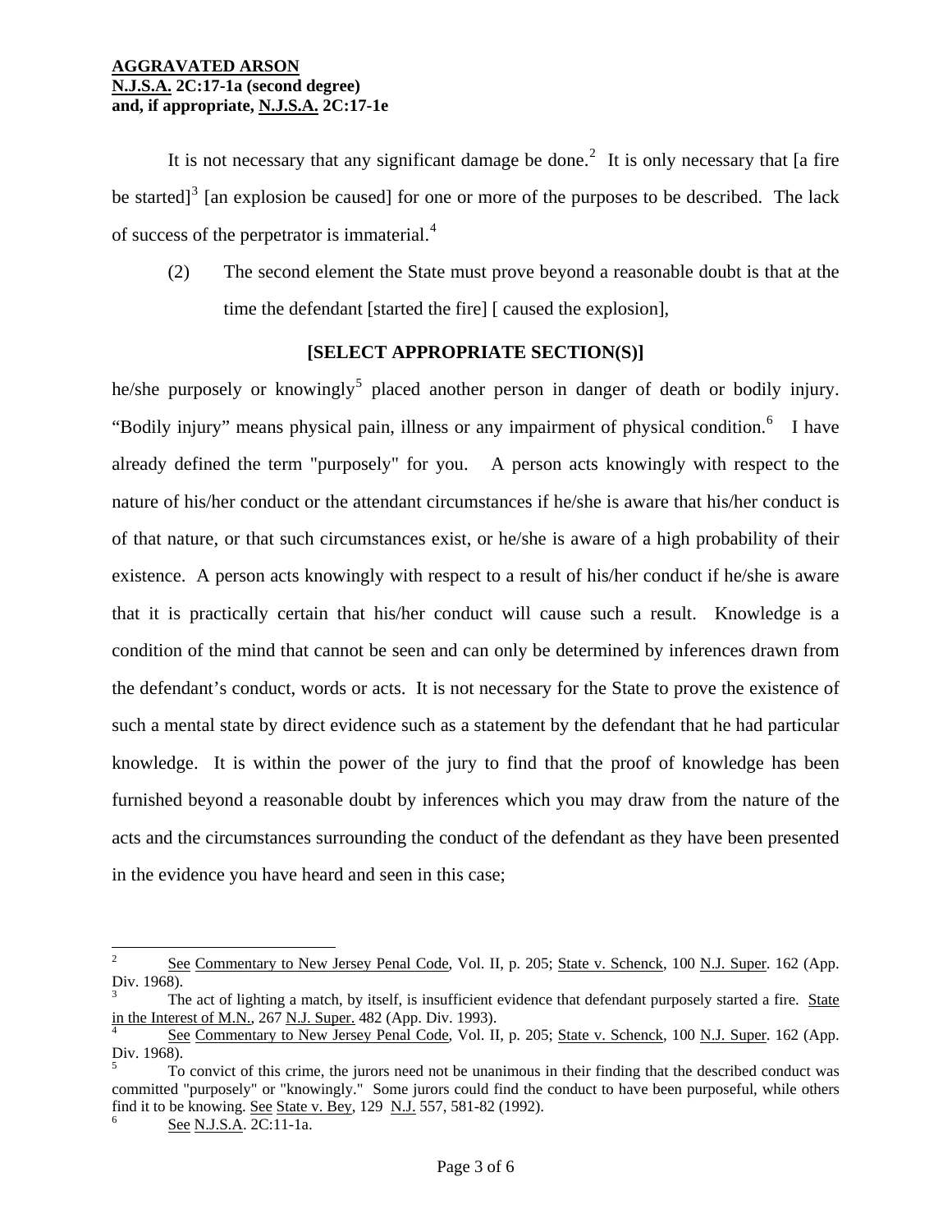It is not necessary that any significant damage be done.[2] It is only necessary that [a fire be started][3] [an explosion be caused] for one or more of the purposes to be described. The lack of success of the perpetrator is immaterial.[4]

(2) The second element the State must prove beyond a reasonable doubt is that at the time the defendant [started the fire] [ caused the explosion],

**[SELECT APPROPRIATE SECTION(S)]**

he/she purposely or knowingly[5] placed another person in danger of death or bodily injury. "Bodily injury" means physical pain, illness or any impairment of physical condition.[6] I have already defined the term "purposely" for you. A person acts knowingly with respect to the nature of his/her conduct or the attendant circumstances if he/she is aware that his/her conduct is of that nature, or that such circumstances exist, or he/she is aware of a high probability of their existence. A person acts knowingly with respect to a result of his/her conduct if he/she is aware that it is practically certain that his/her conduct will cause such a result. Knowledge is a condition of the mind that cannot be seen and can only be determined by inferences drawn from the defendant's conduct, words or acts. It is not necessary for the State to prove the existence of such a mental state by direct evidence such as a statement by the defendant that he had particular knowledge. It is within the power of the jury to find that the proof of knowledge has been furnished beyond a reasonable doubt by inferences which you may draw from the nature of the acts and the circumstances surrounding the conduct of the defendant as they have been presented in the evidence you have heard and seen in this case;

---

[2] See Commentary to New Jersey Penal Code, Vol. II, p. 205; State v. Schenck, 100 N.J. Super. 162 (App. Div. 1968).

[3] The act of lighting a match, by itself, is insufficient evidence that defendant purposely started a fire. State in the Interest of M.N., 267 N.J. Super. 482 (App. Div. 1993).

[4] See Commentary to New Jersey Penal Code, Vol. II, p. 205; State v. Schenck, 100 N.J. Super. 162 (App. Div. 1968).

[5] To convict of this crime, the jurors need not be unanimous in their finding that the described conduct was committed "purposely" or "knowingly." Some jurors could find the conduct to have been purposeful, while others find it to be knowing. See State v. Bey, 129 N.J. 557, 581-82 (1992).

[6] See N.J.S.A. 2C:11-1a.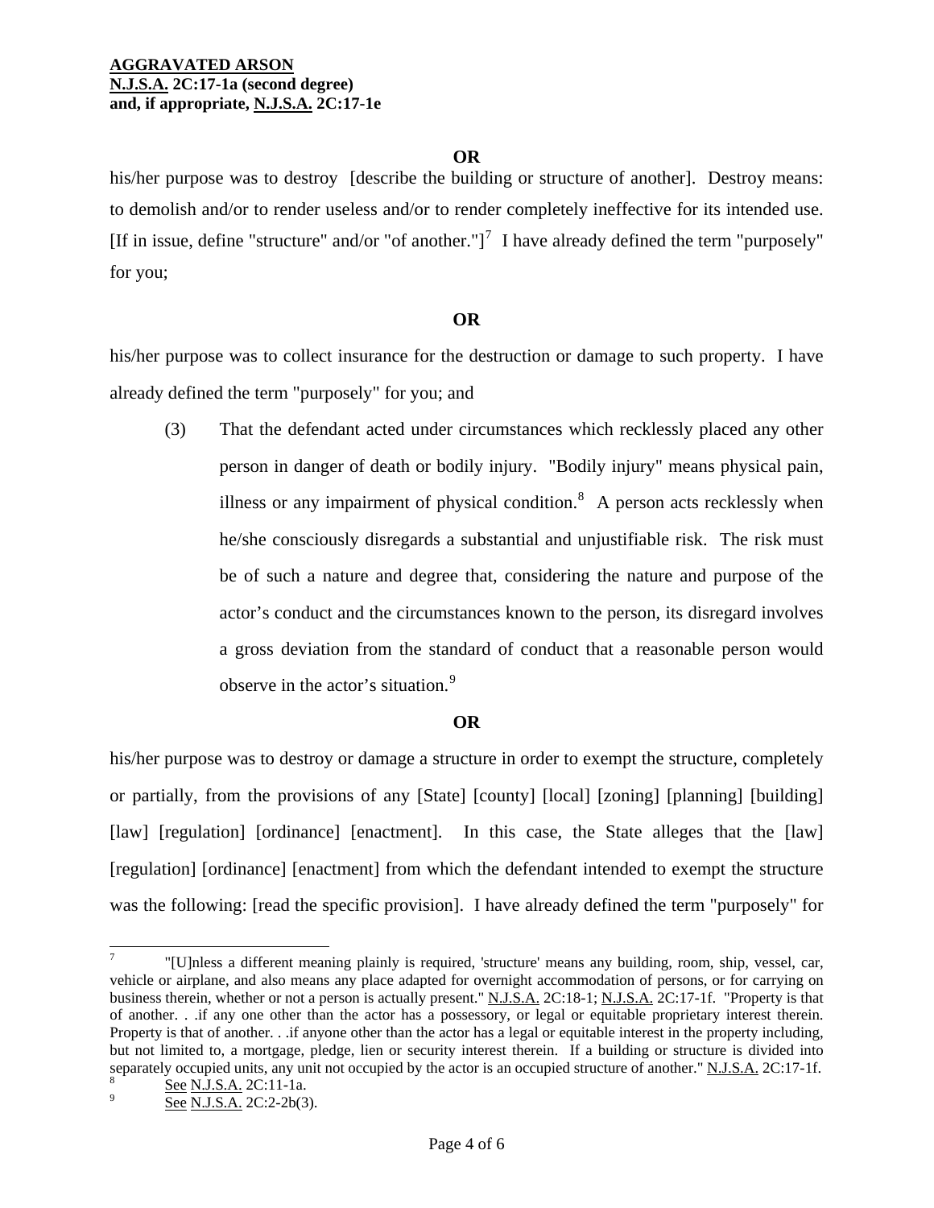**OR**

his/her purpose was to destroy [describe the building or structure of another]. Destroy means: to demolish and/or to render useless and/or to render completely ineffective for its intended use. [If in issue, define "structure" and/or "of another."][7] I have already defined the term "purposely" for you;

**OR**

his/her purpose was to collect insurance for the destruction or damage to such property. I have already defined the term "purposely" for you; and

(3) That the defendant acted under circumstances which recklessly placed any other person in danger of death or bodily injury. "Bodily injury" means physical pain, illness or any impairment of physical condition.[8] A person acts recklessly when he/she consciously disregards a substantial and unjustifiable risk. The risk must be of such a nature and degree that, considering the nature and purpose of the actor's conduct and the circumstances known to the person, its disregard involves a gross deviation from the standard of conduct that a reasonable person would observe in the actor's situation.[9]

**OR**

his/her purpose was to destroy or damage a structure in order to exempt the structure, completely or partially, from the provisions of any [State] [county] [local] [zoning] [planning] [building] [law] [regulation] [ordinance] [enactment]. In this case, the State alleges that the [law] [regulation] [ordinance] [enactment] from which the defendant intended to exempt the structure was the following: [read the specific provision]. I have already defined the term "purposely" for

---

[7] "[U]nless a different meaning plainly is required, 'structure' means any building, room, ship, vessel, car, vehicle or airplane, and also means any place adapted for overnight accommodation of persons, or for carrying on business therein, whether or not a person is actually present." N.J.S.A. 2C:18-1; N.J.S.A. 2C:17-1f. "Property is that of another. . .if any one other than the actor has a possessory, or legal or equitable proprietary interest therein. Property is that of another. . .if anyone other than the actor has a legal or equitable interest in the property including, but not limited to, a mortgage, pledge, lien or security interest therein. If a building or structure is divided into separately occupied units, any unit not occupied by the actor is an occupied structure of another." N.J.S.A. 2C:17-1f.

[8] See N.J.S.A. 2C:11-1a.

[9] See N.J.S.A. 2C:2-2b(3).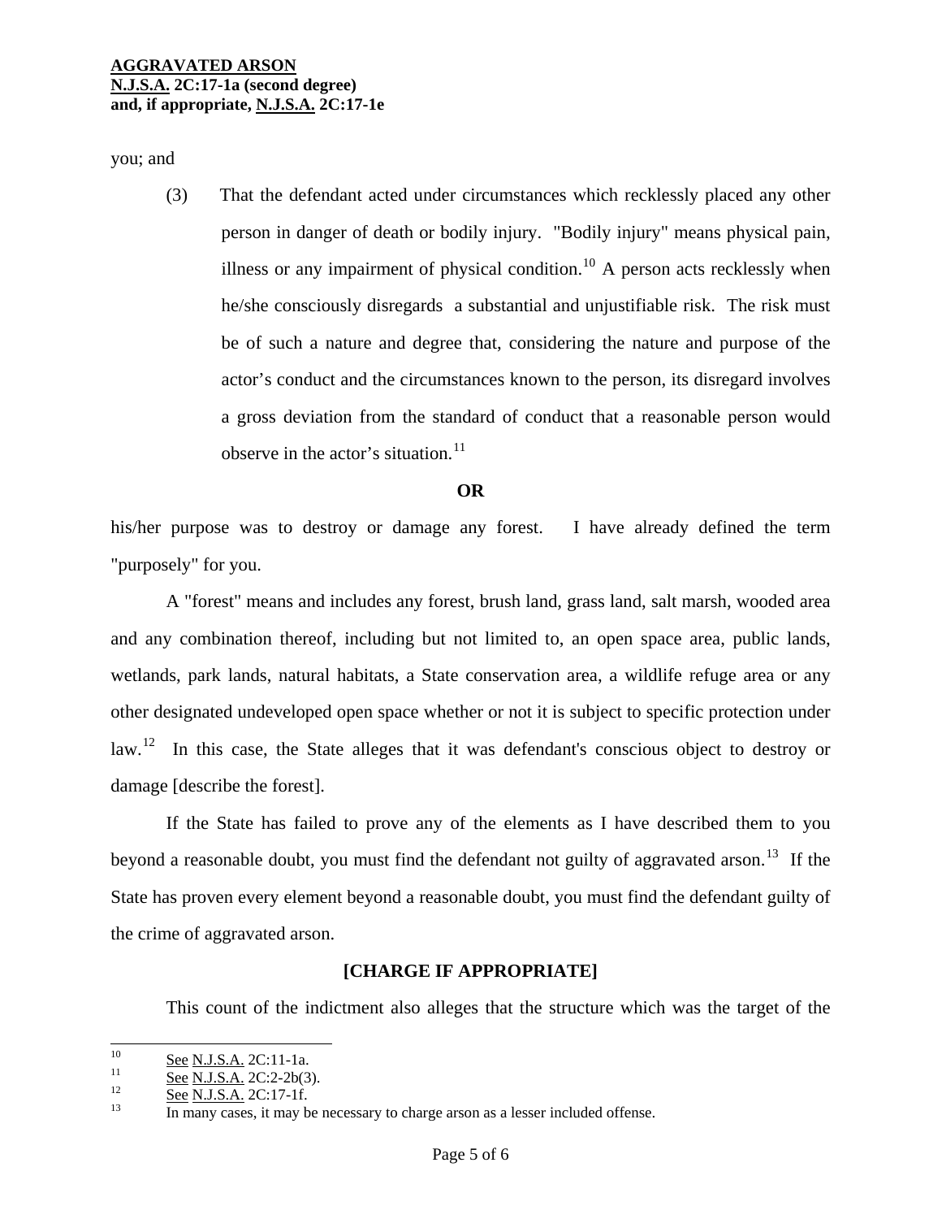you; and

(3) That the defendant acted under circumstances which recklessly placed any other person in danger of death or bodily injury. "Bodily injury" means physical pain, illness or any impairment of physical condition.[10] A person acts recklessly when he/she consciously disregards a substantial and unjustifiable risk. The risk must be of such a nature and degree that, considering the nature and purpose of the actor's conduct and the circumstances known to the person, its disregard involves a gross deviation from the standard of conduct that a reasonable person would observe in the actor's situation.[11]

**OR**

his/her purpose was to destroy or damage any forest. I have already defined the term "purposely" for you.

A "forest" means and includes any forest, brush land, grass land, salt marsh, wooded area and any combination thereof, including but not limited to, an open space area, public lands, wetlands, park lands, natural habitats, a State conservation area, a wildlife refuge area or any other designated undeveloped open space whether or not it is subject to specific protection under law.[12] In this case, the State alleges that it was defendant's conscious object to destroy or damage [describe the forest].

If the State has failed to prove any of the elements as I have described them to you beyond a reasonable doubt, you must find the defendant not guilty of aggravated arson.[13] If the State has proven every element beyond a reasonable doubt, you must find the defendant guilty of the crime of aggravated arson.

**[CHARGE IF APPROPRIATE]**

This count of the indictment also alleges that the structure which was the target of the

---

[10] See N.J.S.A. 2C:11-1a.

[11] See N.J.S.A. 2C:2-2b(3).

[12] See N.J.S.A. 2C:17-1f.

[13] In many cases, it may be necessary to charge arson as a lesser included offense.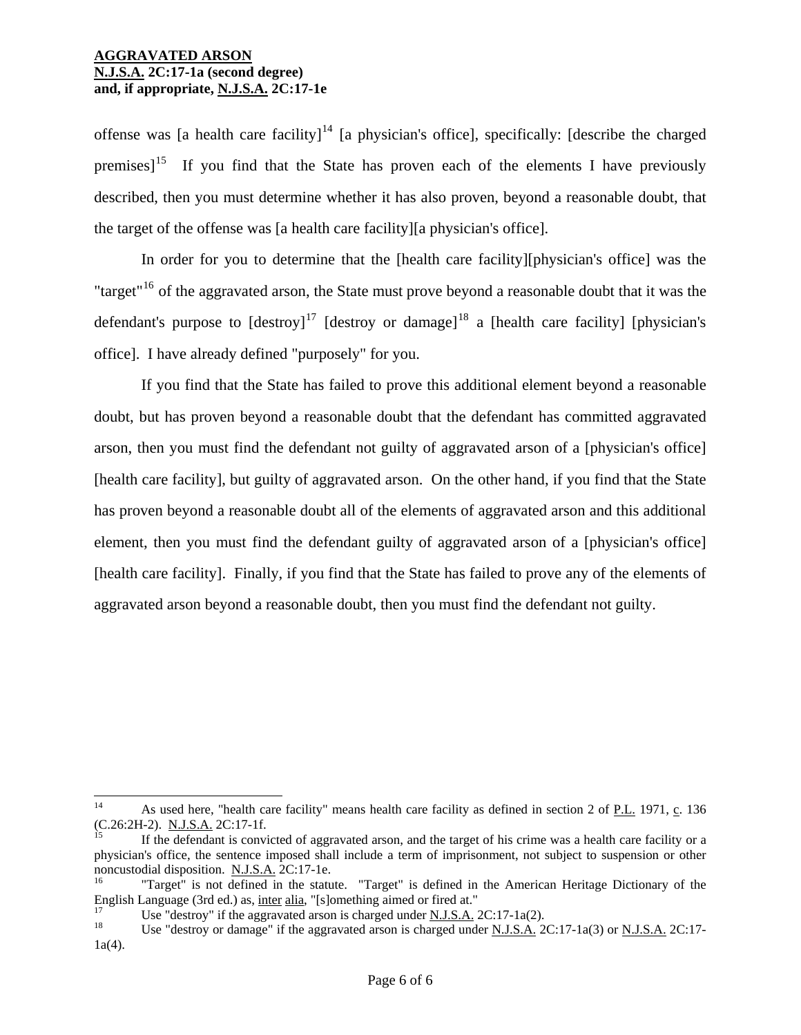offense was [a health care facility][14] [a physician's office], specifically: [describe the charged premises][15] If you find that the State has proven each of the elements I have previously described, then you must determine whether it has also proven, beyond a reasonable doubt, that the target of the offense was [a health care facility][a physician's office].

In order for you to determine that the [health care facility][physician's office] was the "target"[16] of the aggravated arson, the State must prove beyond a reasonable doubt that it was the defendant's purpose to [destroy][17] [destroy or damage][18] a [health care facility] [physician's office]. I have already defined "purposely" for you.

If you find that the State has failed to prove this additional element beyond a reasonable doubt, but has proven beyond a reasonable doubt that the defendant has committed aggravated arson, then you must find the defendant not guilty of aggravated arson of a [physician's office] [health care facility], but guilty of aggravated arson. On the other hand, if you find that the State has proven beyond a reasonable doubt all of the elements of aggravated arson and this additional element, then you must find the defendant guilty of aggravated arson of a [physician's office] [health care facility]. Finally, if you find that the State has failed to prove any of the elements of aggravated arson beyond a reasonable doubt, then you must find the defendant not guilty.

---

[14] As used here, "health care facility" means health care facility as defined in section 2 of P.L. 1971, c. 136 (C.26:2H-2). N.J.S.A. 2C:17-1f.

[15] If the defendant is convicted of aggravated arson, and the target of his crime was a health care facility or a physician's office, the sentence imposed shall include a term of imprisonment, not subject to suspension or other noncustodial disposition. N.J.S.A. 2C:17-1e.

[16] "Target" is not defined in the statute. "Target" is defined in the American Heritage Dictionary of the English Language (3rd ed.) as, inter alia, "[s]omething aimed or fired at."

[17] Use "destroy" if the aggravated arson is charged under N.J.S.A. 2C:17-1a(2).

[18] Use "destroy or damage" if the aggravated arson is charged under N.J.S.A. 2C:17-1a(3) or N.J.S.A. 2C:17-1a(4).